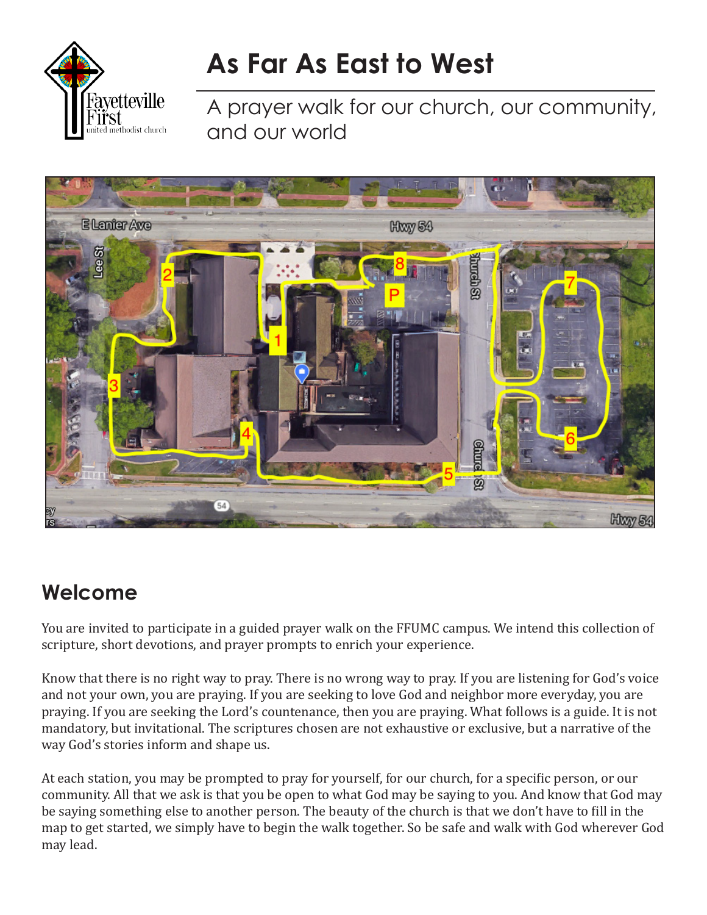# As Far As East to West

A prayer walk for our church, our community, and our world

## Welcome

You are invited to participate in a guided prayer walk on the FFUMC campus. We intend this collection of scripture, short devotions, and prayer prompts to enrich your experience.

Know that there is no right way to pray. There is no wrong way to pray. If you are listening for God's voice and not your own, you are praying. If you are seeking to love God and neighbor more everyday, you are praying. If you are seeking the Lord's countenance, then you are praying. What follows is a guide. It is not mandatory, but invitational. The scriptures chosen are not exhaustive or exclusive, but a narrative of the way God's stories inform and shape us.

At each station, you may be prompted to pray for yourself, for our church, for a specific person, or our community. All that we ask is that you be open to what God may be saying to you. And know that God may be saying something else to another person. The beauty of the church is that we don't have to fill in the map to get started, we simply have to begin the walk together. So be safe and walk with God wherever God may lead.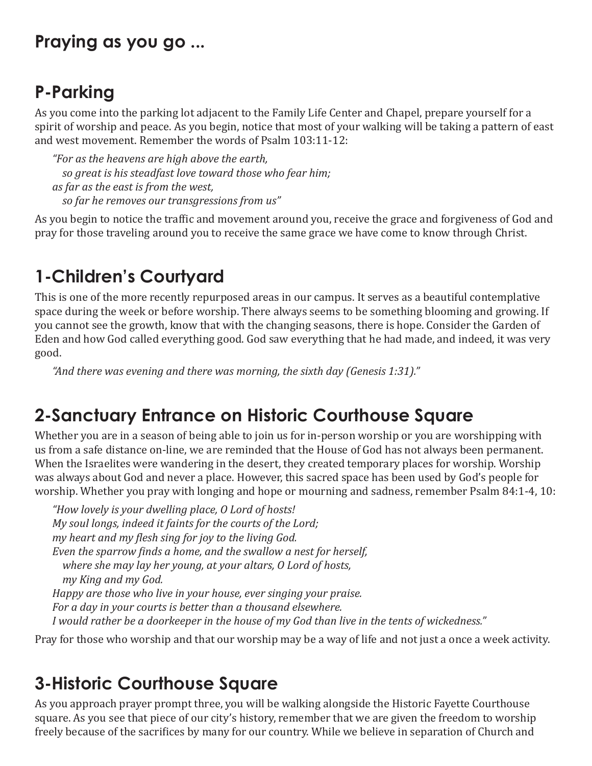## Praying as you go ...

## P-Parking

As you come into the parking lot adjacent to the Family Life Center and Chapel, prepare yourself for a spirit of worship and peace. As you begin, notice that most of your walking will be taking a pattern of east and west movement. Remember the words of Psalm 103:11-12:

> *"For as the heavens are high above the earth,*
> *so great is his steadfast love toward those who fear him;*
> *as far as the east is from the west,*
> *so far he removes our transgressions from us"*

As you begin to notice the traffic and movement around you, receive the grace and forgiveness of God and pray for those traveling around you to receive the same grace we have come to know through Christ.

## 1-Children's Courtyard

This is one of the more recently repurposed areas in our campus. It serves as a beautiful contemplative space during the week or before worship. There always seems to be something blooming and growing. If you cannot see the growth, know that with the changing seasons, there is hope. Consider the Garden of Eden and how God called everything good. God saw everything that he had made, and indeed, it was very good.

> *"And there was evening and there was morning, the sixth day (Genesis 1:31)."*

## 2-Sanctuary Entrance on Historic Courthouse Square

Whether you are in a season of being able to join us for in-person worship or you are worshipping with us from a safe distance on-line, we are reminded that the House of God has not always been permanent. When the Israelites were wandering in the desert, they created temporary places for worship. Worship was always about God and never a place. However, this sacred space has been used by God's people for worship. Whether you pray with longing and hope or mourning and sadness, remember Psalm 84:1-4, 10:

> *"How lovely is your dwelling place, O Lord of hosts!*
> *My soul longs, indeed it faints for the courts of the Lord;*
> *my heart and my flesh sing for joy to the living God.*
> *Even the sparrow finds a home, and the swallow a nest for herself,*
> *where she may lay her young, at your altars, O Lord of hosts,*
> *my King and my God.*
> *Happy are those who live in your house, ever singing your praise.*
> *For a day in your courts is better than a thousand elsewhere.*
> *I would rather be a doorkeeper in the house of my God than live in the tents of wickedness."*

Pray for those who worship and that our worship may be a way of life and not just a once a week activity.

## 3-Historic Courthouse Square

As you approach prayer prompt three, you will be walking alongside the Historic Fayette Courthouse square. As you see that piece of our city's history, remember that we are given the freedom to worship freely because of the sacrifices by many for our country. While we believe in separation of Church and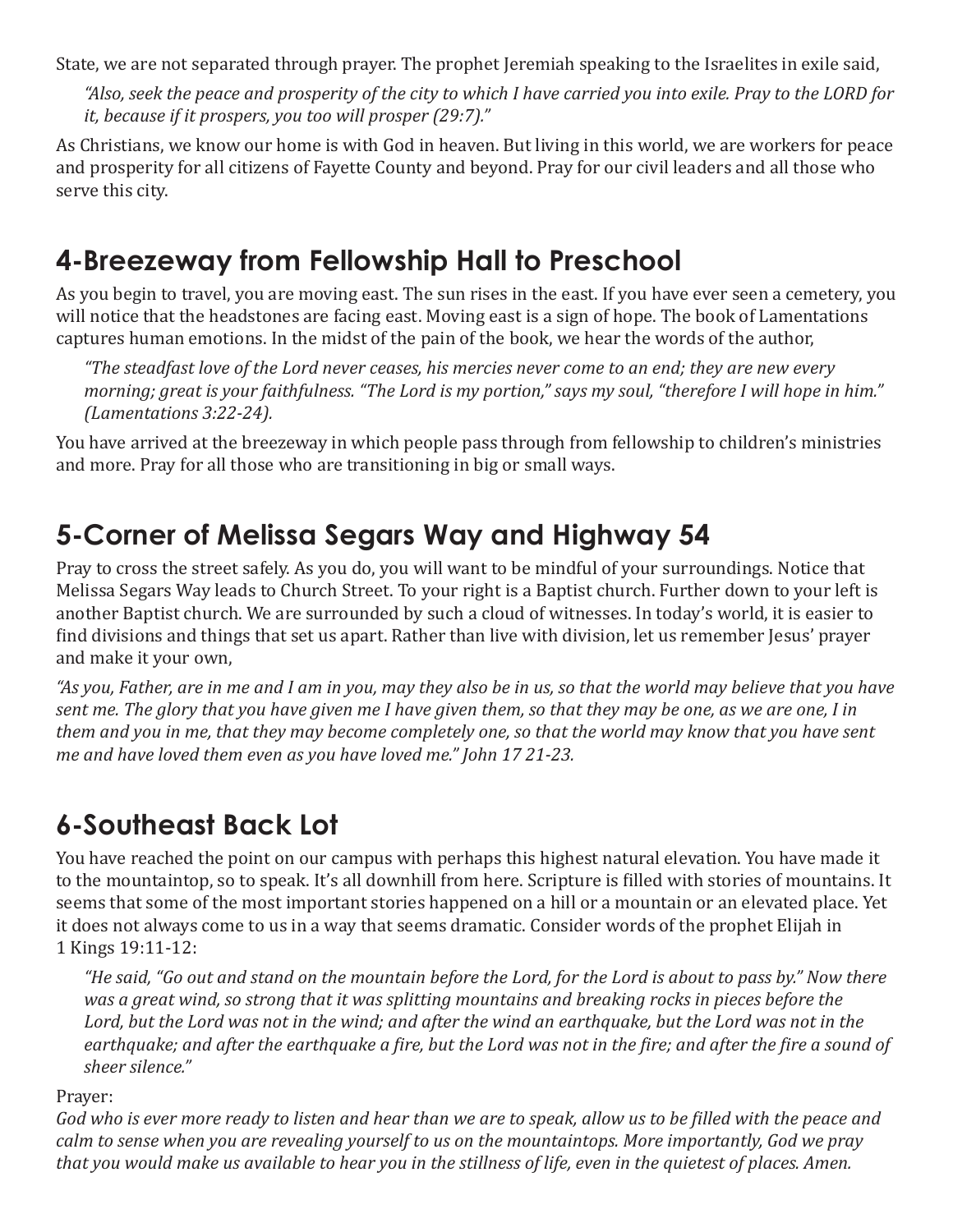State, we are not separated through prayer. The prophet Jeremiah speaking to the Israelites in exile said,

> *"Also, seek the peace and prosperity of the city to which I have carried you into exile. Pray to the LORD for it, because if it prospers, you too will prosper (29:7)."*

As Christians, we know our home is with God in heaven. But living in this world, we are workers for peace and prosperity for all citizens of Fayette County and beyond. Pray for our civil leaders and all those who serve this city.

## 4-Breezeway from Fellowship Hall to Preschool

As you begin to travel, you are moving east. The sun rises in the east. If you have ever seen a cemetery, you will notice that the headstones are facing east. Moving east is a sign of hope. The book of Lamentations captures human emotions. In the midst of the pain of the book, we hear the words of the author,

> *"The steadfast love of the Lord never ceases, his mercies never come to an end; they are new every morning; great is your faithfulness. "The Lord is my portion," says my soul, "therefore I will hope in him." (Lamentations 3:22-24).*

You have arrived at the breezeway in which people pass through from fellowship to children's ministries and more. Pray for all those who are transitioning in big or small ways.

## 5-Corner of Melissa Segars Way and Highway 54

Pray to cross the street safely. As you do, you will want to be mindful of your surroundings. Notice that Melissa Segars Way leads to Church Street. To your right is a Baptist church. Further down to your left is another Baptist church. We are surrounded by such a cloud of witnesses. In today's world, it is easier to find divisions and things that set us apart. Rather than live with division, let us remember Jesus' prayer and make it your own,

*"As you, Father, are in me and I am in you, may they also be in us, so that the world may believe that you have sent me. The glory that you have given me I have given them, so that they may be one, as we are one, I in them and you in me, that they may become completely one, so that the world may know that you have sent me and have loved them even as you have loved me." John 17 21-23.*

## 6-Southeast Back Lot

You have reached the point on our campus with perhaps this highest natural elevation. You have made it to the mountaintop, so to speak. It's all downhill from here. Scripture is filled with stories of mountains. It seems that some of the most important stories happened on a hill or a mountain or an elevated place. Yet it does not always come to us in a way that seems dramatic. Consider words of the prophet Elijah in 1 Kings 19:11-12:

> *"He said, "Go out and stand on the mountain before the Lord, for the Lord is about to pass by." Now there was a great wind, so strong that it was splitting mountains and breaking rocks in pieces before the Lord, but the Lord was not in the wind; and after the wind an earthquake, but the Lord was not in the earthquake; and after the earthquake a fire, but the Lord was not in the fire; and after the fire a sound of sheer silence."*

Prayer:
*God who is ever more ready to listen and hear than we are to speak, allow us to be filled with the peace and calm to sense when you are revealing yourself to us on the mountaintops. More importantly, God we pray that you would make us available to hear you in the stillness of life, even in the quietest of places. Amen.*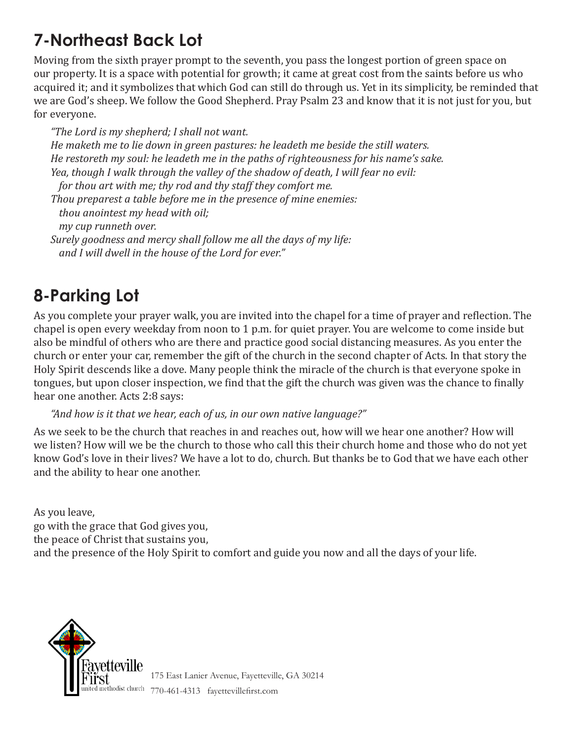## 7-Northeast Back Lot

Moving from the sixth prayer prompt to the seventh, you pass the longest portion of green space on our property. It is a space with potential for growth; it came at great cost from the saints before us who acquired it; and it symbolizes that which God can still do through us. Yet in its simplicity, be reminded that we are God's sheep. We follow the Good Shepherd. Pray Psalm 23 and know that it is not just for you, but for everyone.

> *"The Lord is my shepherd; I shall not want.*
> *He maketh me to lie down in green pastures: he leadeth me beside the still waters.*
> *He restoreth my soul: he leadeth me in the paths of righteousness for his name's sake.*
> *Yea, though I walk through the valley of the shadow of death, I will fear no evil:*
> *for thou art with me; thy rod and thy staff they comfort me.*
> *Thou preparest a table before me in the presence of mine enemies:*
> *thou anointest my head with oil;*
> *my cup runneth over.*
> *Surely goodness and mercy shall follow me all the days of my life:*
> *and I will dwell in the house of the Lord for ever."*

## 8-Parking Lot

As you complete your prayer walk, you are invited into the chapel for a time of prayer and reflection. The chapel is open every weekday from noon to 1 p.m. for quiet prayer. You are welcome to come inside but also be mindful of others who are there and practice good social distancing measures. As you enter the church or enter your car, remember the gift of the church in the second chapter of Acts. In that story the Holy Spirit descends like a dove. Many people think the miracle of the church is that everyone spoke in tongues, but upon closer inspection, we find that the gift the church was given was the chance to finally hear one another. Acts 2:8 says:

> *"And how is it that we hear, each of us, in our own native language?"*

As we seek to be the church that reaches in and reaches out, how will we hear one another? How will we listen? How will we be the church to those who call this their church home and those who do not yet know God's love in their lives? We have a lot to do, church. But thanks be to God that we have each other and the ability to hear one another.

As you leave,
go with the grace that God gives you,
the peace of Christ that sustains you,
and the presence of the Holy Spirit to comfort and guide you now and all the days of your life.

Fayetteville First united methodist church

175 East Lanier Avenue, Fayetteville, GA 30214
770-461-4313 fayettevillefirst.com